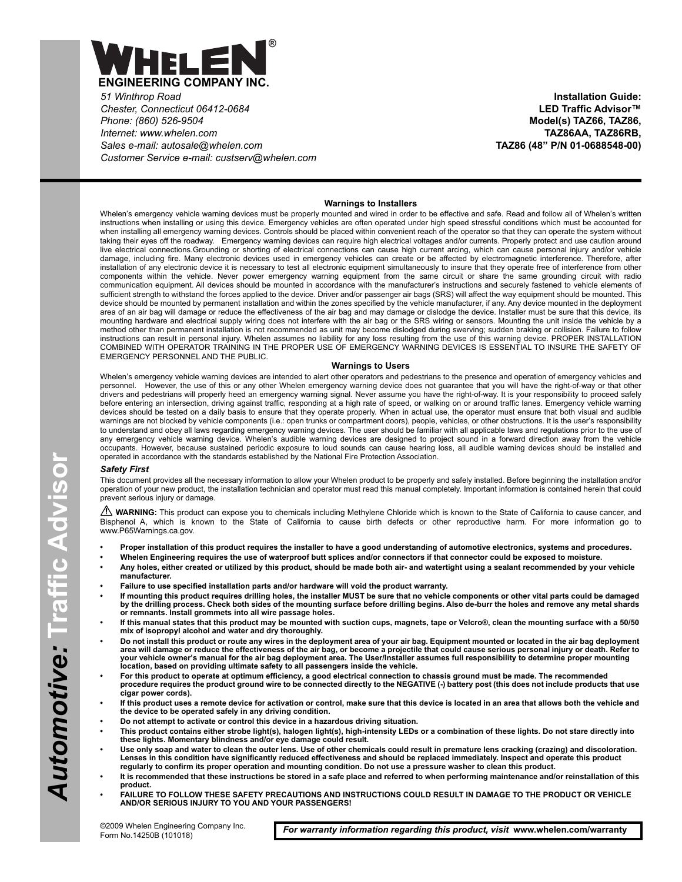# WHELEN®

**ENGINEERING COMPANY INC.**

*51 Winthrop Road*
*Chester, Connecticut 06412-0684*
*Phone: (860) 526-9504*
*Internet: www.whelen.com*
*Sales e-mail: autosale@whelen.com*
*Customer Service e-mail: custserv@whelen.com*

**Installation Guide:**
**LED Traffic Advisor™**
**Model(s) TAZ66, TAZ86,**
**TAZ86AA, TAZ86RB,**
**TAZ86 (48" P/N 01-0688548-00)**

## Warnings to Installers

Whelen's emergency vehicle warning devices must be properly mounted and wired in order to be effective and safe. Read and follow all of Whelen's written instructions when installing or using this device. Emergency vehicles are often operated under high speed stressful conditions which must be accounted for when installing all emergency warning devices. Controls should be placed within convenient reach of the operator so that they can operate the system without taking their eyes off the roadway. Emergency warning devices can require high electrical voltages and/or currents. Properly protect and use caution around live electrical connections.Grounding or shorting of electrical connections can cause high current arcing, which can cause personal injury and/or vehicle damage, including fire. Many electronic devices used in emergency vehicles can create or be affected by electromagnetic interference. Therefore, after installation of any electronic device it is necessary to test all electronic equipment simultaneously to insure that they operate free of interference from other components within the vehicle. Never power emergency warning equipment from the same circuit or share the same grounding circuit with radio communication equipment. All devices should be mounted in accordance with the manufacturer's instructions and securely fastened to vehicle elements of sufficient strength to withstand the forces applied to the device. Driver and/or passenger air bags (SRS) will affect the way equipment should be mounted. This device should be mounted by permanent installation and within the zones specified by the vehicle manufacturer, if any. Any device mounted in the deployment area of an air bag will damage or reduce the effectiveness of the air bag and may damage or dislodge the device. Installer must be sure that this device, its mounting hardware and electrical supply wiring does not interfere with the air bag or the SRS wiring or sensors. Mounting the unit inside the vehicle by a method other than permanent installation is not recommended as unit may become dislodged during swerving; sudden braking or collision. Failure to follow instructions can result in personal injury. Whelen assumes no liability for any loss resulting from the use of this warning device. PROPER INSTALLATION COMBINED WITH OPERATOR TRAINING IN THE PROPER USE OF EMERGENCY WARNING DEVICES IS ESSENTIAL TO INSURE THE SAFETY OF EMERGENCY PERSONNEL AND THE PUBLIC.

## Warnings to Users

Whelen's emergency vehicle warning devices are intended to alert other operators and pedestrians to the presence and operation of emergency vehicles and personnel. However, the use of this or any other Whelen emergency warning device does not guarantee that you will have the right-of-way or that other drivers and pedestrians will properly heed an emergency warning signal. Never assume you have the right-of-way. It is your responsibility to proceed safely before entering an intersection, driving against traffic, responding at a high rate of speed, or walking on or around traffic lanes. Emergency vehicle warning devices should be tested on a daily basis to ensure that they operate properly. When in actual use, the operator must ensure that both visual and audible warnings are not blocked by vehicle components (i.e.: open trunks or compartment doors), people, vehicles, or other obstructions. It is the user's responsibility to understand and obey all laws regarding emergency warning devices. The user should be familiar with all applicable laws and regulations prior to the use of any emergency vehicle warning device. Whelen's audible warning devices are designed to project sound in a forward direction away from the vehicle occupants. However, because sustained periodic exposure to loud sounds can cause hearing loss, all audible warning devices should be installed and operated in accordance with the standards established by the National Fire Protection Association.

### *Safety First*

This document provides all the necessary information to allow your Whelen product to be properly and safely installed. Before beginning the installation and/or operation of your new product, the installation technician and operator must read this manual completely. Important information is contained herein that could prevent serious injury or damage.

⚠ **WARNING:** This product can expose you to chemicals including Methylene Chloride which is known to the State of California to cause cancer, and Bisphenol A, which is known to the State of California to cause birth defects or other reproductive harm. For more information go to www.P65Warnings.ca.gov.

- **Proper installation of this product requires the installer to have a good understanding of automotive electronics, systems and procedures.**
- **Whelen Engineering requires the use of waterproof butt splices and/or connectors if that connector could be exposed to moisture.**
- **Any holes, either created or utilized by this product, should be made both air- and watertight using a sealant recommended by your vehicle manufacturer.**
- **Failure to use specified installation parts and/or hardware will void the product warranty.**
- **If mounting this product requires drilling holes, the installer MUST be sure that no vehicle components or other vital parts could be damaged by the drilling process. Check both sides of the mounting surface before drilling begins. Also de-burr the holes and remove any metal shards or remnants. Install grommets into all wire passage holes.**
- **If this manual states that this product may be mounted with suction cups, magnets, tape or Velcro®, clean the mounting surface with a 50/50 mix of isopropyl alcohol and water and dry thoroughly.**
- **Do not install this product or route any wires in the deployment area of your air bag. Equipment mounted or located in the air bag deployment area will damage or reduce the effectiveness of the air bag, or become a projectile that could cause serious personal injury or death. Refer to your vehicle owner's manual for the air bag deployment area. The User/Installer assumes full responsibility to determine proper mounting location, based on providing ultimate safety to all passengers inside the vehicle.**
- **For this product to operate at optimum efficiency, a good electrical connection to chassis ground must be made. The recommended procedure requires the product ground wire to be connected directly to the NEGATIVE (-) battery post (this does not include products that use cigar power cords).**
- **If this product uses a remote device for activation or control, make sure that this device is located in an area that allows both the vehicle and the device to be operated safely in any driving condition.**
- **Do not attempt to activate or control this device in a hazardous driving situation.**
- **This product contains either strobe light(s), halogen light(s), high-intensity LEDs or a combination of these lights. Do not stare directly into these lights. Momentary blindness and/or eye damage could result.**
- **Use only soap and water to clean the outer lens. Use of other chemicals could result in premature lens cracking (crazing) and discoloration. Lenses in this condition have significantly reduced effectiveness and should be replaced immediately. Inspect and operate this product regularly to confirm its proper operation and mounting condition. Do not use a pressure washer to clean this product.**
- **It is recommended that these instructions be stored in a safe place and referred to when performing maintenance and/or reinstallation of this product.**
- **FAILURE TO FOLLOW THESE SAFETY PRECAUTIONS AND INSTRUCTIONS COULD RESULT IN DAMAGE TO THE PRODUCT OR VEHICLE AND/OR SERIOUS INJURY TO YOU AND YOUR PASSENGERS!**

©2009 Whelen Engineering Company Inc.
Form No.14250B (101018)

***For warranty information regarding this product, visit* www.whelen.com/warranty**

***Automotive:* Traffic Advisor**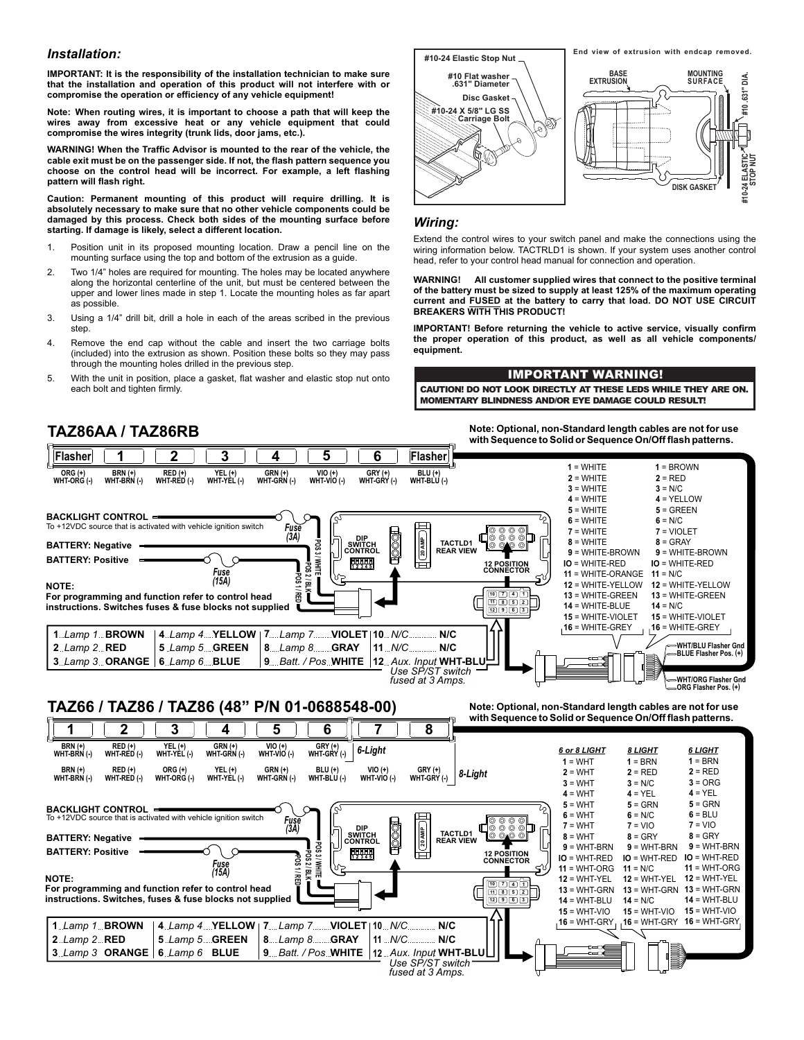## Installation:

**IMPORTANT: It is the responsibility of the installation technician to make sure that the installation and operation of this product will not interfere with or compromise the operation or efficiency of any vehicle equipment!**

**Note: When routing wires, it is important to choose a path that will keep the wires away from excessive heat or any vehicle equipment that could compromise the wires integrity (trunk lids, door jams, etc.).**

**WARNING! When the Traffic Advisor is mounted to the rear of the vehicle, the cable exit must be on the passenger side. If not, the flash pattern sequence you choose on the control head will be incorrect. For example, a left flashing pattern will flash right.**

**Caution: Permanent mounting of this product will require drilling. It is absolutely necessary to make sure that no other vehicle components could be damaged by this process. Check both sides of the mounting surface before starting. If damage is likely, select a different location.**

1. Position unit in its proposed mounting location. Draw a pencil line on the mounting surface using the top and bottom of the extrusion as a guide.
2. Two 1/4" holes are required for mounting. The holes may be located anywhere along the horizontal centerline of the unit, but must be centered between the upper and lower lines made in step 1. Locate the mounting holes as far apart as possible.
3. Using a 1/4" drill bit, drill a hole in each of the areas scribed in the previous step.
4. Remove the end cap without the cable and insert the two carriage bolts (included) into the extrusion as shown. Position these bolts so they may pass through the mounting holes drilled in the previous step.
5. With the unit in position, place a gasket, flat washer and elastic stop nut onto each bolt and tighten firmly.

#10-24 Elastic Stop Nut
#10 Flat washer .631" Diameter
Disc Gasket
#10-24 X 5/8" LG SS Carriage Bolt

End view of extrusion with endcap removed.
BASE EXTRUSION
MOUNTING SURFACE
#10 .631" DIA.
#10-24 ELASTIC STOP NUT
DISK GASKET

## Wiring:

Extend the control wires to your switch panel and make the connections using the wiring information below. TACTRLD1 is shown. If your system uses another control head, refer to your control head manual for connection and operation.

**WARNING! All customer supplied wires that connect to the positive terminal of the battery must be sized to supply at least 125% of the maximum operating current and FUSED at the battery to carry that load. DO NOT USE CIRCUIT BREAKERS WITH THIS PRODUCT!**

**IMPORTANT! Before returning the vehicle to active service, visually confirm the proper operation of this product, as well as all vehicle components/ equipment.**

**IMPORTANT WARNING!**
**CAUTION! DO NOT LOOK DIRECTLY AT THESE LEDS WHILE THEY ARE ON. MOMENTARY BLINDNESS AND/OR EYE DAMAGE COULD RESULT!**

## TAZ86AA / TAZ86RB

**Note: Optional, non-Standard length cables are not for use with Sequence to Solid or Sequence On/Off flash patterns.**

| Flasher | 1 | 2 | 3 | 4 | 5 | 6 | Flasher |
|---|---|---|---|---|---|---|---|
| ORG (+) WHT-ORG (-) | BRN (+) WHT-BRN (-) | RED (+) WHT-RED (-) | YEL (+) WHT-YEL (-) | GRN (+) WHT-GRN (-) | VIO (+) WHT-VIO (-) | GRY (+) WHT-GRY (-) | BLU (+) WHT-BLU (-) |

**BACKLIGHT CONTROL** To +12VDC source that is activated with vehicle ignition switch — Fuse (3A)
**BATTERY: Negative**
**BATTERY: Positive** — Fuse (15A)

POS 3 / WHITE, POS 2 / BLK, POS 1 / RED

DIP SWITCH CONTROL — 20 AMP — TACTLD1 REAR VIEW — 12 POSITION CONNECTOR

**NOTE:**
**For programming and function refer to control head instructions. Switches fuses & fuse blocks not supplied**

| | |
|---|---|
| 1 = WHITE | 1 = BROWN |
| 2 = WHITE | 2 = RED |
| 3 = WHITE | 3 = N/C |
| 4 = WHITE | 4 = YELLOW |
| 5 = WHITE | 5 = GREEN |
| 6 = WHITE | 6 = N/C |
| 7 = WHITE | 7 = VIOLET |
| 8 = WHITE | 8 = GRAY |
| 9 = WHITE-BROWN | 9 = WHITE-BROWN |
| IO = WHITE-RED | IO = WHITE-RED |
| 11 = WHITE-ORANGE | 11 = N/C |
| 12 = WHITE-YELLOW | 12 = WHITE-YELLOW |
| 13 = WHITE-GREEN | 13 = WHITE-GREEN |
| 14 = WHITE-BLUE | 14 = N/C |
| 15 = WHITE-VIOLET | 15 = WHITE-VIOLET |
| 16 = WHITE-GREY | 16 = WHITE-GREY |

WHT/BLU Flasher Gnd, BLUE Flasher Pos. (+)
WHT/ORG Flasher Gnd, ORG Flasher Pos. (+)

| | | | |
|---|---|---|---|
| 1 Lamp 1 **BROWN** | 4 Lamp 4 **YELLOW** | 7 Lamp 7 **VIOLET** | 10 N/C **N/C** |
| 2 Lamp 2 **RED** | 5 Lamp 5 **GREEN** | 8 Lamp 8 **GRAY** | 11 N/C **N/C** |
| 3 Lamp 3 **ORANGE** | 6 Lamp 6 **BLUE** | 9 Batt. / Pos. **WHITE** | 12 Aux. Input **WHT-BLU** Use SP/ST switch fused at 3 Amps. |

## TAZ66 / TAZ86 / TAZ86 (48" P/N 01-0688548-00)

**Note: Optional, non-Standard length cables are not for use with Sequence to Solid or Sequence On/Off flash patterns.**

| | 1 | 2 | 3 | 4 | 5 | 6 | 7 | 8 |
|---|---|---|---|---|---|---|---|---|
| 6-Light | BRN (+) WHT-BRN (-) | RED (+) WHT-RED (-) | YEL (+) WHT-YEL (-) | GRN (+) WHT-GRN (-) | VIO (+) WHT-VIO (-) | GRY (+) WHT-GRY (-) | | |
| 8-Light | BRN (+) WHT-BRN (-) | RED (+) WHT-RED (-) | ORG (+) WHT-ORG (-) | YEL (+) WHT-YEL (-) | GRN (+) WHT-GRN (-) | BLU (+) WHT-BLU (-) | VIO (+) WHT-VIO (-) | GRY (+) WHT-GRY (-) |

**BACKLIGHT CONTROL** To +12VDC source that is activated with vehicle ignition switch — Fuse (3A)
**BATTERY: Negative**
**BATTERY: Positive** — Fuse (15A)

POS 3 / WHITE, POS 2 / BLK, POS 1 / RED

DIP SWITCH CONTROL — 20 AMP — TACTLD1 REAR VIEW — 12 POSITION CONNECTOR

**NOTE:**
**For programming and function refer to control head instructions. Switches, fuses & fuse blocks not supplied**

| 6 or 8 LIGHT | 8 LIGHT | 6 LIGHT |
|---|---|---|
| 1 = WHT | 1 = BRN | 1 = BRN |
| 2 = WHT | 2 = RED | 2 = RED |
| 3 = WHT | 3 = N/C | 3 = ORG |
| 4 = WHT | 4 = YEL | 4 = YEL |
| 5 = WHT | 5 = GRN | 5 = GRN |
| 6 = WHT | 6 = N/C | 6 = BLU |
| 7 = WHT | 7 = VIO | 7 = VIO |
| 8 = WHT | 8 = GRY | 8 = GRY |
| 9 = WHT-BRN | 9 = WHT-BRN | 9 = WHT-BRN |
| IO = WHT-RED | IO = WHT-RED | IO = WHT-RED |
| 11 = WHT-ORG | 11 = N/C | 11 = WHT-ORG |
| 12 = WHT-YEL | 12 = WHT-YEL | 12 = WHT-YEL |
| 13 = WHT-GRN | 13 = WHT-GRN | 13 = WHT-GRN |
| 14 = WHT-BLU | 14 = N/C | 14 = WHT-BLU |
| 15 = WHT-VIO | 15 = WHT-VIO | 15 = WHT-VIO |
| 16 = WHT-GRY | 16 = WHT-GRY | 16 = WHT-GRY |

| | | | |
|---|---|---|---|
| 1 Lamp 1 **BROWN** | 4 Lamp 4 **YELLOW** | 7 Lamp 7 **VIOLET** | 10 N/C **N/C** |
| 2 Lamp 2 **RED** | 5 Lamp 5 **GREEN** | 8 Lamp 8 **GRAY** | 11 N/C **N/C** |
| 3 Lamp 3 **ORANGE** | 6 Lamp 6 **BLUE** | 9 Batt. / Pos. **WHITE** | 12 Aux. Input **WHT-BLU** Use SP/ST switch fused at 3 Amps. |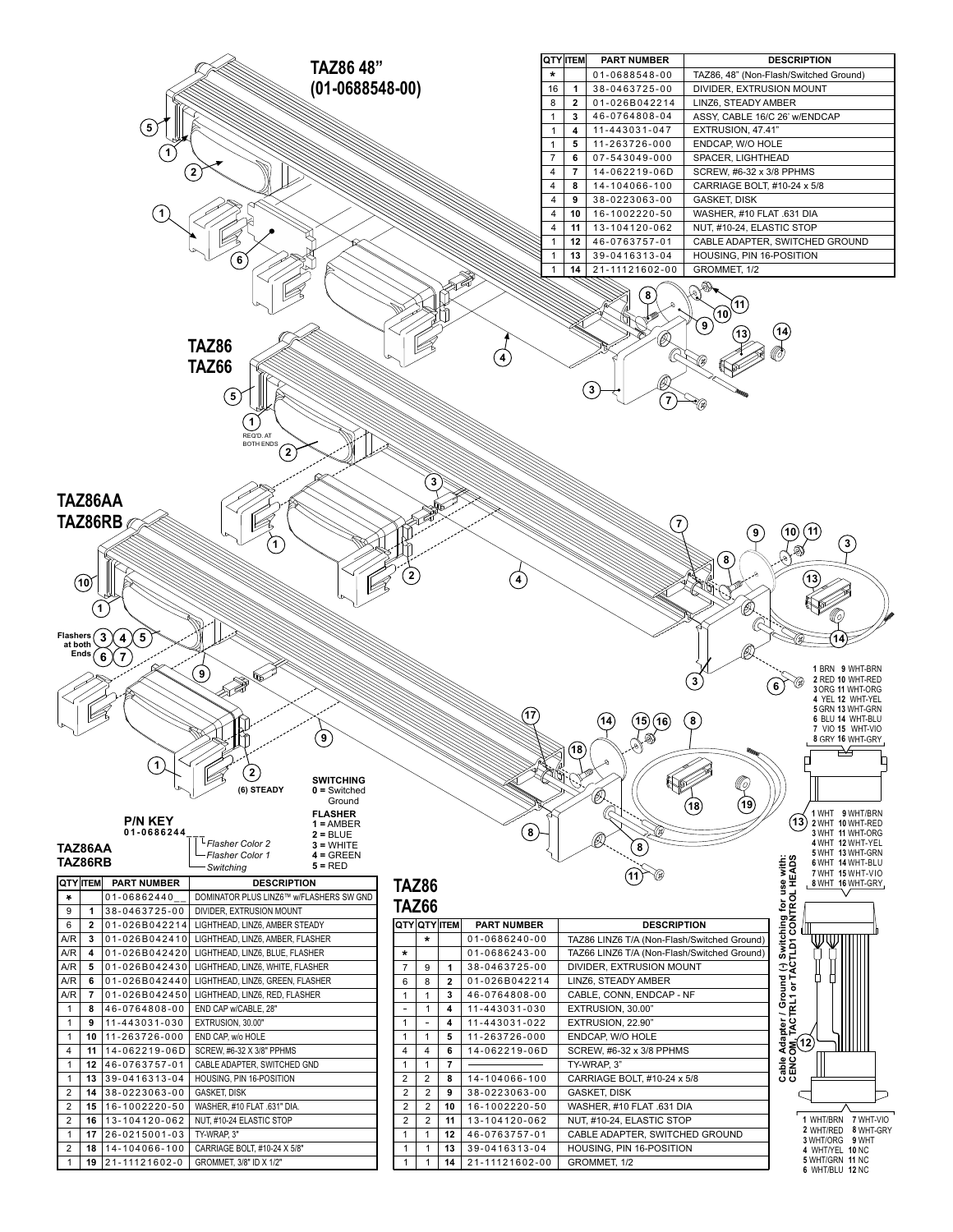## TAZ86 48" (01-0688548-00)

| QTY | ITEM | PART NUMBER | DESCRIPTION |
|---|---|---|---|
| * | | 01-0688548-00 | TAZ86, 48" (Non-Flash/Switched Ground) |
| 16 | 1 | 38-0463725-00 | DIVIDER, EXTRUSION MOUNT |
| 8 | 2 | 01-026B042214 | LINZ6, STEADY AMBER |
| 1 | 3 | 46-0764808-04 | ASSY, CABLE 16/C 26' w/ENDCAP |
| 1 | 4 | 11-443031-047 | EXTRUSION, 47.41" |
| 1 | 5 | 11-263726-000 | ENDCAP, W/O HOLE |
| 7 | 6 | 07-543049-000 | SPACER, LIGHTHEAD |
| 4 | 7 | 14-062219-06D | SCREW, #6-32 x 3/8 PPHMS |
| 4 | 8 | 14-104066-100 | CARRIAGE BOLT, #10-24 x 5/8 |
| 4 | 9 | 38-0223063-00 | GASKET, DISK |
| 4 | 10 | 16-1002220-50 | WASHER, #10 FLAT .631 DIA |
| 4 | 11 | 13-104120-062 | NUT, #10-24, ELASTIC STOP |
| 1 | 12 | 46-0763757-01 | CABLE ADAPTER, SWITCHED GROUND |
| 1 | 13 | 39-0416313-04 | HOUSING, PIN 16-POSITION |
| 1 | 14 | 21-11121602-00 | GROMMET, 1/2 |

## TAZ86 / TAZ66

REQ'D. AT BOTH ENDS

## TAZ86AA / TAZ86RB

Flashers at both Ends

(6) STEADY

1 BRN 9 WHT-BRN
2 RED 10 WHT-RED
3 ORG 11 WHT-ORG
4 YEL 12 WHT-YEL
5 GRN 13 WHT-GRN
6 BLU 14 WHT-BLU
7 VIO 15 WHT-VIO
8 GRY 16 WHT-GRY

1 WHT 9 WHT/BRN
2 WHT 10 WHT-RED
3 WHT 11 WHT-ORG
4 WHT 12 WHT-YEL
5 WHT 13 WHT-GRN
6 WHT 14 WHT-BLU
7 WHT 15 WHT-VIO
8 WHT 16 WHT-GRY

Cable Adapter / Ground (-) Switching for use with: CENCOM, TACTRL1 or TACTLD1 CONTROL HEADS

1 WHT/BRN 7 WHT-VIO
2 WHT/RED 8 WHT-GRY
3 WHT/ORG 9 WHT
4 WHT/YEL 10 NC
5 WHT/GRN 11 NC
6 WHT/BLU 12 NC

**P/N KEY**
01-0686244_ _
- Flasher Color 2
- Flasher Color 1
- Switching

**SWITCHING**
0 = Switched Ground

**FLASHER**
1 = AMBER
2 = BLUE
3 = WHITE
4 = GREEN
5 = RED

### TAZ86AA / TAZ86RB

| QTY | ITEM | PART NUMBER | DESCRIPTION |
|---|---|---|---|
| * | | 01-06862440_ _ | DOMINATOR PLUS LINZ6™ w/FLASHERS SW GND |
| 9 | 1 | 38-0463725-00 | DIVIDER, EXTRUSION MOUNT |
| 6 | 2 | 01-026B042214 | LIGHTHEAD, LINZ6, STEADY AMBER |
| A/R | 3 | 01-026B042410 | LIGHTHEAD, LINZ6, AMBER, FLASHER |
| A/R | 4 | 01-026B042420 | LIGHTHEAD, LINZ6, BLUE, FLASHER |
| A/R | 5 | 01-026B042430 | LIGHTHEAD, LINZ6, WHITE, FLASHER |
| A/R | 6 | 01-026B042440 | LIGHTHEAD, LINZ6, GREEN, FLASHER |
| A/R | 7 | 01-026B042450 | LIGHTHEAD, LINZ6, RED, FLASHER |
| 1 | 8 | 46-0764808-00 | END CAP w/CABLE, 28" |
| 1 | 9 | 11-443031-030 | EXTRUSION, 30.00" |
| 1 | 10 | 11-263726-000 | END CAP, w/o HOLE |
| 4 | 11 | 14-062219-06D | SCREW, #6-32 X 3/8" PPHMS |
| 1 | 12 | 46-0763757-01 | CABLE ADAPTER, SWITCHED GND |
| 1 | 13 | 39-0416313-04 | HOUSING, PIN 16-POSITION |
| 2 | 14 | 38-0223063-00 | GASKET, DISK |
| 2 | 15 | 16-1002220-50 | WASHER, #10 FLAT .631" DIA. |
| 2 | 16 | 13-104120-062 | NUT, #10-24 ELASTIC STOP |
| 1 | 17 | 26-0215001-03 | TY-WRAP, 3" |
| 2 | 18 | 14-104066-100 | CARRIAGE BOLT, #10-24 X 5/8" |
| 1 | 19 | 21-11121602-0 | GROMMET, 3/8" ID X 1/2" |

### TAZ86 / TAZ66

| QTY | QTY | ITEM | PART NUMBER | DESCRIPTION |
|---|---|---|---|---|
| | * | | 01-0686240-00 | TAZ86 LINZ6 T/A (Non-Flash/Switched Ground) |
| * | | | 01-0686243-00 | TAZ66 LINZ6 T/A (Non-Flash/Switched Ground) |
| 7 | 9 | 1 | 38-0463725-00 | DIVIDER, EXTRUSION MOUNT |
| 6 | 8 | 2 | 01-026B042214 | LINZ6, STEADY AMBER |
| 1 | 1 | 3 | 46-0764808-00 | CABLE, CONN, ENDCAP - NF |
| - | 1 | 4 | 11-443031-030 | EXTRUSION, 30.00" |
| 1 | - | 4 | 11-443031-022 | EXTRUSION, 22.90" |
| 1 | 1 | 5 | 11-263726-000 | ENDCAP, W/O HOLE |
| 4 | 4 | 6 | 14-062219-06D | SCREW, #6-32 x 3/8 PPHMS |
| 1 | 1 | 7 | —————— | TY-WRAP, 3" |
| 2 | 2 | 8 | 14-104066-100 | CARRIAGE BOLT, #10-24 x 5/8 |
| 2 | 2 | 9 | 38-0223063-00 | GASKET, DISK |
| 2 | 2 | 10 | 16-1002220-50 | WASHER, #10 FLAT .631 DIA |
| 2 | 2 | 11 | 13-104120-062 | NUT, #10-24, ELASTIC STOP |
| 1 | 1 | 12 | 46-0763757-01 | CABLE ADAPTER, SWITCHED GROUND |
| 1 | 1 | 13 | 39-0416313-04 | HOUSING, PIN 16-POSITION |
| 1 | 1 | 14 | 21-11121602-00 | GROMMET, 1/2 |